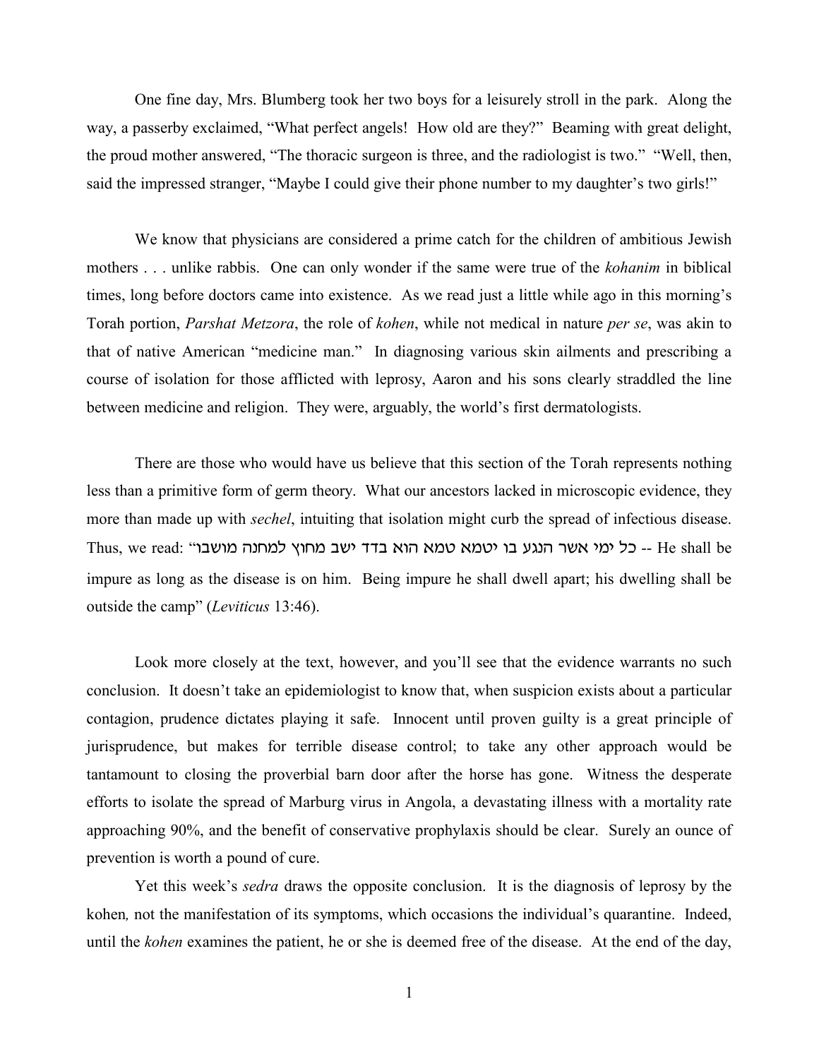One fine day, Mrs. Blumberg took her two boys for a leisurely stroll in the park. Along the way, a passerby exclaimed, "What perfect angels! How old are they?" Beaming with great delight, the proud mother answered, "The thoracic surgeon is three, and the radiologist is two." "Well, then, said the impressed stranger, "Maybe I could give their phone number to my daughter's two girls!"

We know that physicians are considered a prime catch for the children of ambitious Jewish mothers . . . unlike rabbis. One can only wonder if the same were true of the *kohanim* in biblical times, long before doctors came into existence. As we read just a little while ago in this morning's Torah portion, *Parshat Metzora*, the role of *kohen*, while not medical in nature *per se*, was akin to that of native American "medicine man." In diagnosing various skin ailments and prescribing a course of isolation for those afflicted with leprosy, Aaron and his sons clearly straddled the line between medicine and religion. They were, arguably, the world's first dermatologists.

There are those who would have us believe that this section of the Torah represents nothing less than a primitive form of germ theory. What our ancestors lacked in microscopic evidence, they more than made up with *sechel*, intuiting that isolation might curb the spread of infectious disease. Thus, we read: "כל ימי אשר הנגע בו יטמא טמא הוא בדד ישב מחוץ למחנה מושבו -- He shall be impure as long as the disease is on him. Being impure he shall dwell apart; his dwelling shall be outside the camp" (*Leviticus* 13:46).

Look more closely at the text, however, and you'll see that the evidence warrants no such conclusion. It doesn't take an epidemiologist to know that, when suspicion exists about a particular contagion, prudence dictates playing it safe. Innocent until proven guilty is a great principle of jurisprudence, but makes for terrible disease control; to take any other approach would be tantamount to closing the proverbial barn door after the horse has gone. Witness the desperate efforts to isolate the spread of Marburg virus in Angola, a devastating illness with a mortality rate approaching 90%, and the benefit of conservative prophylaxis should be clear. Surely an ounce of prevention is worth a pound of cure.

Yet this week's *sedra* draws the opposite conclusion. It is the diagnosis of leprosy by the kohen*,* not the manifestation of its symptoms, which occasions the individual's quarantine. Indeed, until the *kohen* examines the patient, he or she is deemed free of the disease. At the end of the day,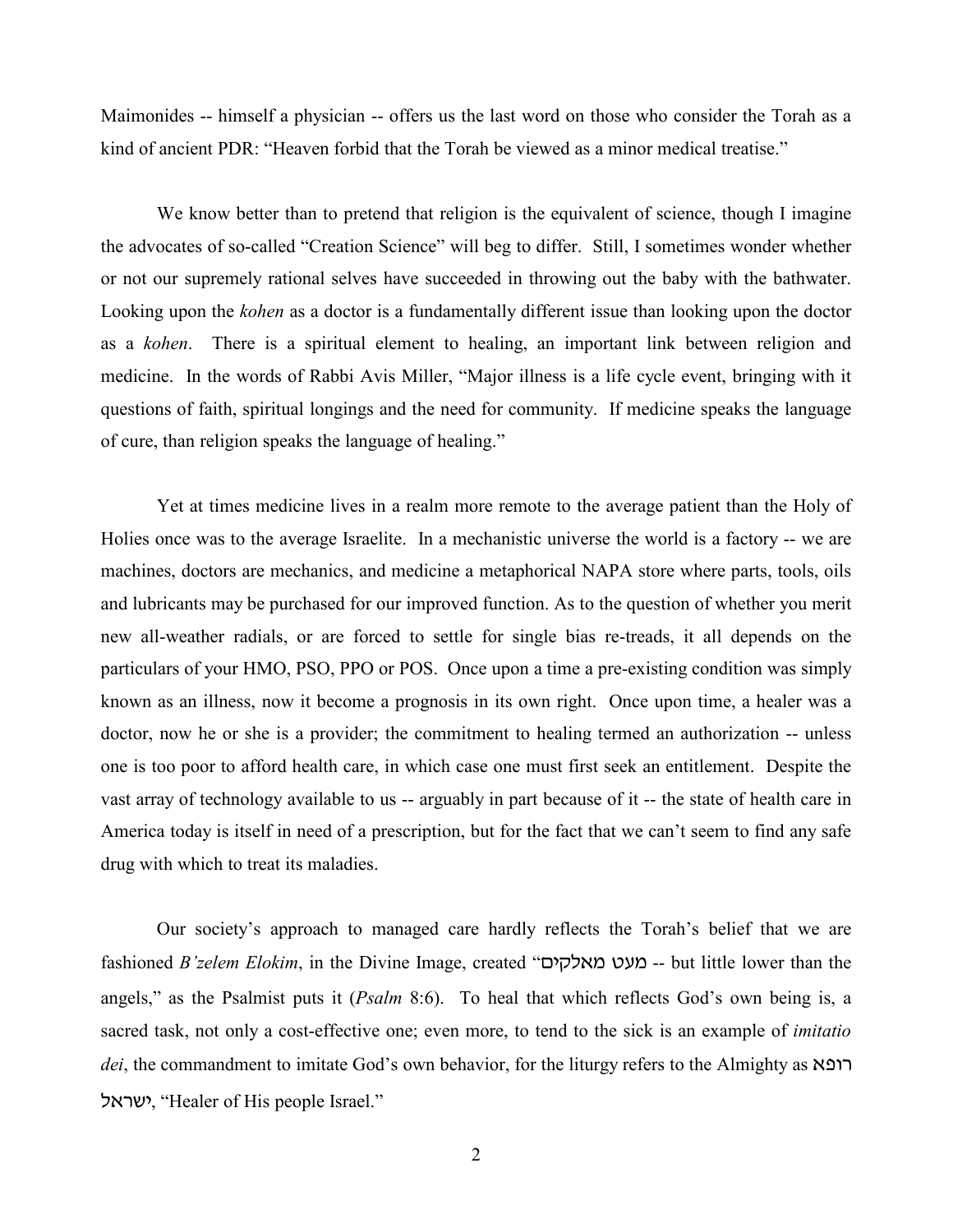Maimonides -- himself a physician -- offers us the last word on those who consider the Torah as a kind of ancient PDR: “Heaven forbid that the Torah be viewed as a minor medical treatise.”

We know better than to pretend that religion is the equivalent of science, though I imagine the advocates of so-called “Creation Science” will beg to differ. Still, I sometimes wonder whether or not our supremely rational selves have succeeded in throwing out the baby with the bathwater. Looking upon the *kohen* as a doctor is a fundamentally different issue than looking upon the doctor as a *kohen*. There is a spiritual element to healing, an important link between religion and medicine. In the words of Rabbi Avis Miller, “Major illness is a life cycle event, bringing with it questions of faith, spiritual longings and the need for community. If medicine speaks the language of cure, than religion speaks the language of healing.”

Yet at times medicine lives in a realm more remote to the average patient than the Holy of Holies once was to the average Israelite. In a mechanistic universe the world is a factory -- we are machines, doctors are mechanics, and medicine a metaphorical NAPA store where parts, tools, oils and lubricants may be purchased for our improved function. As to the question of whether you merit new all-weather radials, or are forced to settle for single bias re-treads, it all depends on the particulars of your HMO, PSO, PPO or POS. Once upon a time a pre-existing condition was simply known as an illness, now it become a prognosis in its own right. Once upon time, a healer was a doctor, now he or she is a provider; the commitment to healing termed an authorization -- unless one is too poor to afford health care, in which case one must first seek an entitlement. Despite the vast array of technology available to us -- arguably in part because of it -- the state of health care in America today is itself in need of a prescription, but for the fact that we can’t seem to find any safe drug with which to treat its maladies.

Our society’s approach to managed care hardly reflects the Torah’s belief that we are fashioned *B’zelem Elokim*, in the Divine Image, created “מעט מאלקים -- but little lower than the angels,” as the Psalmist puts it (*Psalm* 8:6). To heal that which reflects God’s own being is, a sacred task, not only a cost-effective one; even more, to tend to the sick is an example of *imitatio dei*, the commandment to imitate God’s own behavior, for the liturgy refers to the Almighty as רופא ישראל, “Healer of His people Israel.”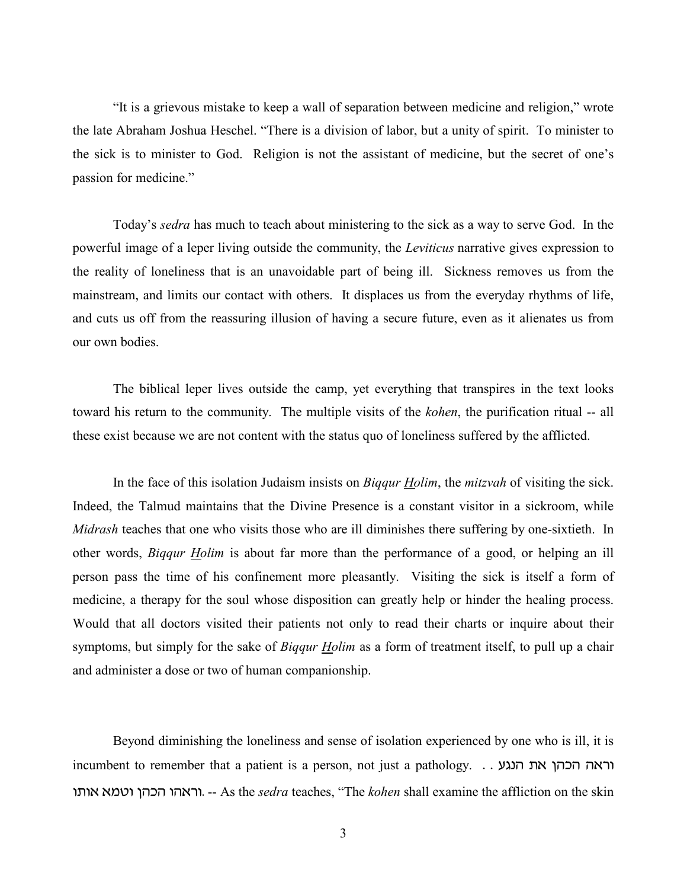"It is a grievous mistake to keep a wall of separation between medicine and religion," wrote the late Abraham Joshua Heschel. "There is a division of labor, but a unity of spirit. To minister to the sick is to minister to God. Religion is not the assistant of medicine, but the secret of one's passion for medicine."

Today's *sedra* has much to teach about ministering to the sick as a way to serve God. In the powerful image of a leper living outside the community, the *Leviticus* narrative gives expression to the reality of loneliness that is an unavoidable part of being ill. Sickness removes us from the mainstream, and limits our contact with others. It displaces us from the everyday rhythms of life, and cuts us off from the reassuring illusion of having a secure future, even as it alienates us from our own bodies.

The biblical leper lives outside the camp, yet everything that transpires in the text looks toward his return to the community. The multiple visits of the *kohen*, the purification ritual -- all these exist because we are not content with the status quo of loneliness suffered by the afflicted.

In the face of this isolation Judaism insists on *Biqqur Holim*, the *mitzvah* of visiting the sick. Indeed, the Talmud maintains that the Divine Presence is a constant visitor in a sickroom, while *Midrash* teaches that one who visits those who are ill diminishes there suffering by one-sixtieth. In other words, *Biqqur Holim* is about far more than the performance of a good, or helping an ill person pass the time of his confinement more pleasantly. Visiting the sick is itself a form of medicine, a therapy for the soul whose disposition can greatly help or hinder the healing process. Would that all doctors visited their patients not only to read their charts or inquire about their symptoms, but simply for the sake of *Biqqur Holim* as a form of treatment itself, to pull up a chair and administer a dose or two of human companionship.

Beyond diminishing the loneliness and sense of isolation experienced by one who is ill, it is incumbent to remember that a patient is a person, not just a pathology. וראה הכהן את הנגע . . וראהו הכהן וטמא אותו. -- As the *sedra* teaches, "The *kohen* shall examine the affliction on the skin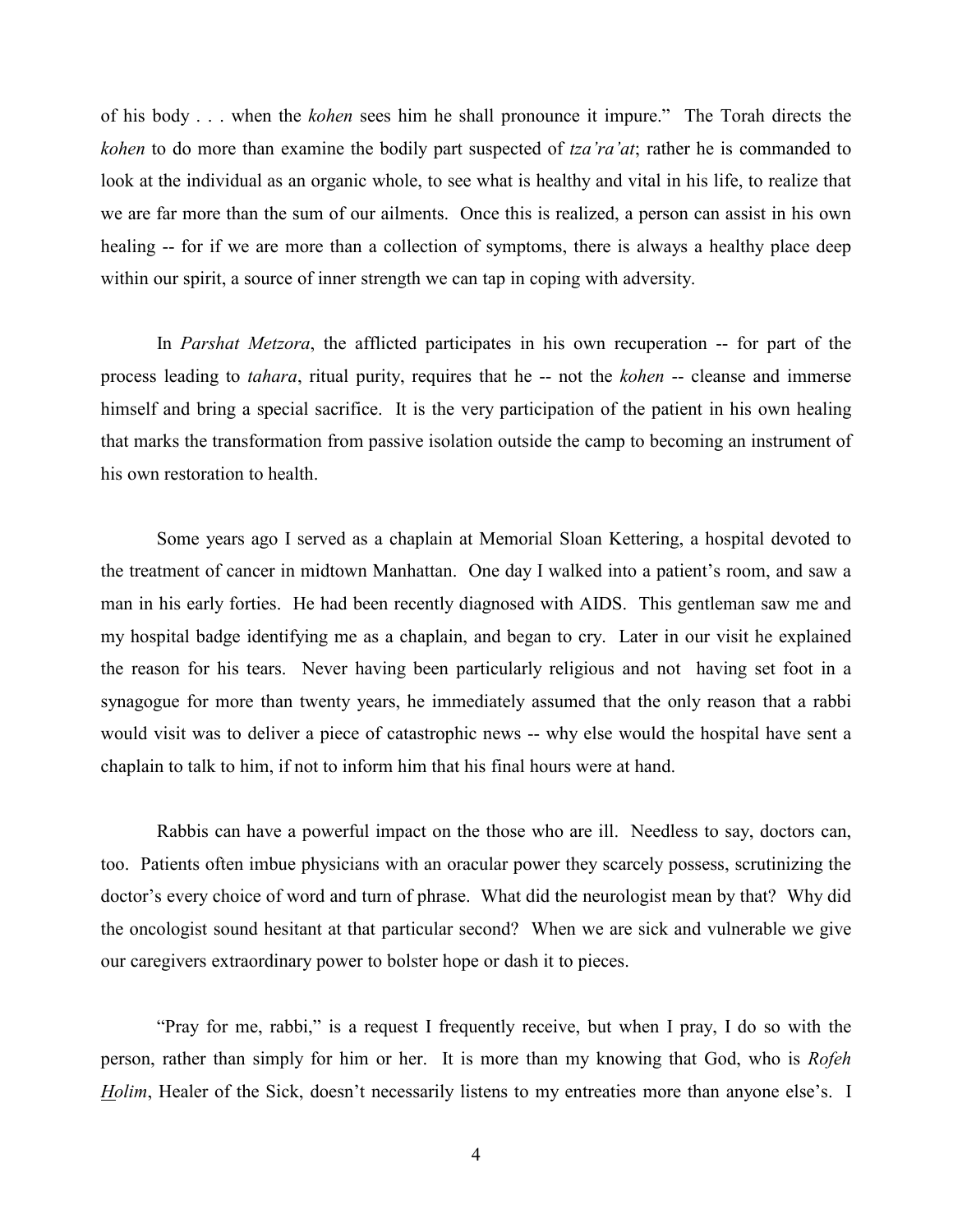of his body . . . when the *kohen* sees him he shall pronounce it impure." The Torah directs the *kohen* to do more than examine the bodily part suspected of *tza'ra'at*; rather he is commanded to look at the individual as an organic whole, to see what is healthy and vital in his life, to realize that we are far more than the sum of our ailments. Once this is realized, a person can assist in his own healing -- for if we are more than a collection of symptoms, there is always a healthy place deep within our spirit, a source of inner strength we can tap in coping with adversity.

In *Parshat Metzora*, the afflicted participates in his own recuperation -- for part of the process leading to *tahara*, ritual purity, requires that he -- not the *kohen* -- cleanse and immerse himself and bring a special sacrifice. It is the very participation of the patient in his own healing that marks the transformation from passive isolation outside the camp to becoming an instrument of his own restoration to health.

Some years ago I served as a chaplain at Memorial Sloan Kettering, a hospital devoted to the treatment of cancer in midtown Manhattan. One day I walked into a patient's room, and saw a man in his early forties. He had been recently diagnosed with AIDS. This gentleman saw me and my hospital badge identifying me as a chaplain, and began to cry. Later in our visit he explained the reason for his tears. Never having been particularly religious and not having set foot in a synagogue for more than twenty years, he immediately assumed that the only reason that a rabbi would visit was to deliver a piece of catastrophic news -- why else would the hospital have sent a chaplain to talk to him, if not to inform him that his final hours were at hand.

Rabbis can have a powerful impact on the those who are ill. Needless to say, doctors can, too. Patients often imbue physicians with an oracular power they scarcely possess, scrutinizing the doctor's every choice of word and turn of phrase. What did the neurologist mean by that? Why did the oncologist sound hesitant at that particular second? When we are sick and vulnerable we give our caregivers extraordinary power to bolster hope or dash it to pieces.

"Pray for me, rabbi," is a request I frequently receive, but when I pray, I do so with the person, rather than simply for him or her. It is more than my knowing that God, who is *Rofeh Holim*, Healer of the Sick, doesn't necessarily listens to my entreaties more than anyone else's. I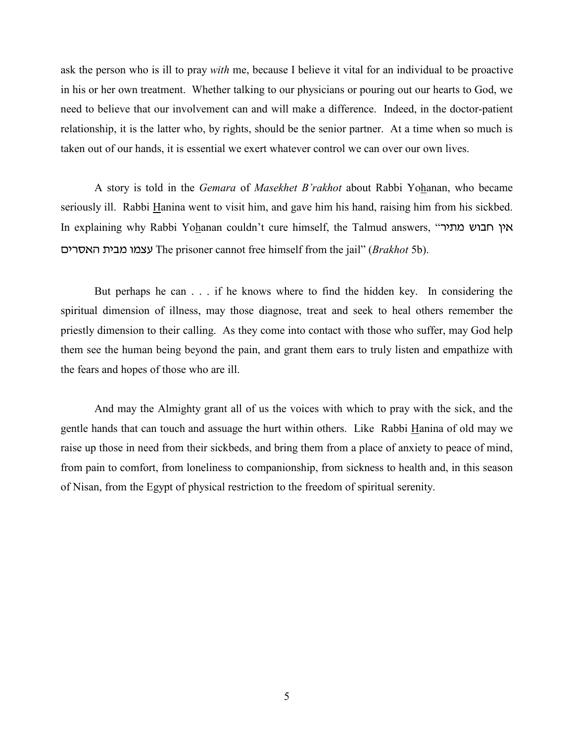ask the person who is ill to pray *with* me, because I believe it vital for an individual to be proactive in his or her own treatment. Whether talking to our physicians or pouring out our hearts to God, we need to believe that our involvement can and will make a difference. Indeed, in the doctor-patient relationship, it is the latter who, by rights, should be the senior partner. At a time when so much is taken out of our hands, it is essential we exert whatever control we can over our own lives.

A story is told in the *Gemara* of *Masekhet B'rakhot* about Rabbi Yo<u>h</u>anan, who became seriously ill. Rabbi <u>H</u>anina went to visit him, and gave him his hand, raising him from his sickbed. In explaining why Rabbi Yo<u>h</u>anan couldn't cure himself, the Talmud answers, "אין חבוש מתיר עצמו מבית האסרים The prisoner cannot free himself from the jail" (*Brakhot* 5b).

But perhaps he can . . . if he knows where to find the hidden key. In considering the spiritual dimension of illness, may those diagnose, treat and seek to heal others remember the priestly dimension to their calling. As they come into contact with those who suffer, may God help them see the human being beyond the pain, and grant them ears to truly listen and empathize with the fears and hopes of those who are ill.

And may the Almighty grant all of us the voices with which to pray with the sick, and the gentle hands that can touch and assuage the hurt within others. Like Rabbi <u>H</u>anina of old may we raise up those in need from their sickbeds, and bring them from a place of anxiety to peace of mind, from pain to comfort, from loneliness to companionship, from sickness to health and, in this season of Nisan, from the Egypt of physical restriction to the freedom of spiritual serenity.